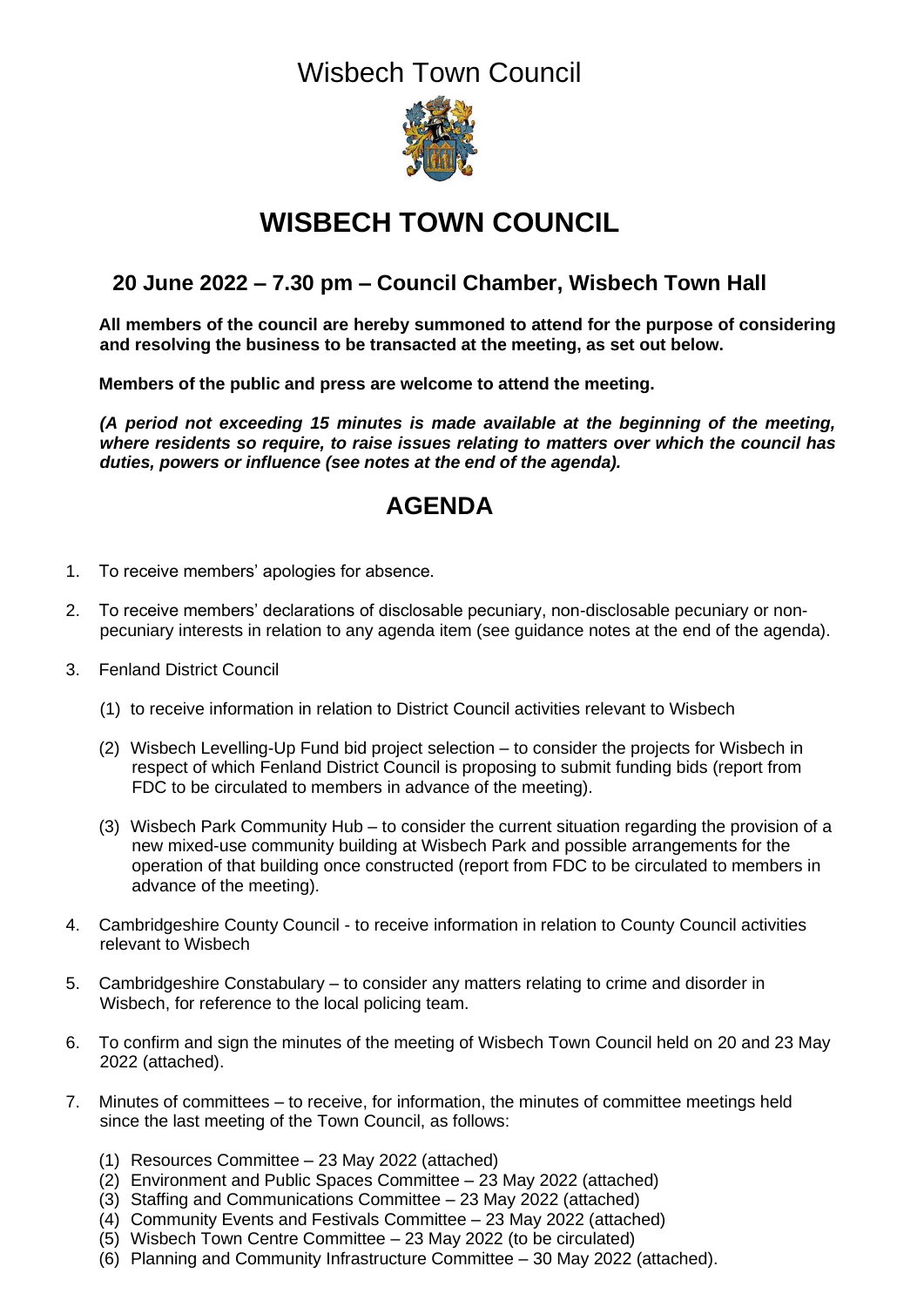Wisbech Town Council

# WISBECH TOWN COUNCIL

## 20 June 2022 – 7.30 pm – Council Chamber, Wisbech Town Hall

**All members of the council are hereby summoned to attend for the purpose of considering and resolving the business to be transacted at the meeting, as set out below.**

**Members of the public and press are welcome to attend the meeting.**

***(A period not exceeding 15 minutes is made available at the beginning of the meeting, where residents so require, to raise issues relating to matters over which the council has duties, powers or influence (see notes at the end of the agenda).***

## AGENDA

1. To receive members' apologies for absence.

2. To receive members' declarations of disclosable pecuniary, non-disclosable pecuniary or non-pecuniary interests in relation to any agenda item (see guidance notes at the end of the agenda).

3. Fenland District Council

   (1) to receive information in relation to District Council activities relevant to Wisbech

   (2) Wisbech Levelling-Up Fund bid project selection – to consider the projects for Wisbech in respect of which Fenland District Council is proposing to submit funding bids (report from FDC to be circulated to members in advance of the meeting).

   (3) Wisbech Park Community Hub – to consider the current situation regarding the provision of a new mixed-use community building at Wisbech Park and possible arrangements for the operation of that building once constructed (report from FDC to be circulated to members in advance of the meeting).

4. Cambridgeshire County Council - to receive information in relation to County Council activities relevant to Wisbech

5. Cambridgeshire Constabulary – to consider any matters relating to crime and disorder in Wisbech, for reference to the local policing team.

6. To confirm and sign the minutes of the meeting of Wisbech Town Council held on 20 and 23 May 2022 (attached).

7. Minutes of committees – to receive, for information, the minutes of committee meetings held since the last meeting of the Town Council, as follows:

   (1) Resources Committee – 23 May 2022 (attached)
   (2) Environment and Public Spaces Committee – 23 May 2022 (attached)
   (3) Staffing and Communications Committee – 23 May 2022 (attached)
   (4) Community Events and Festivals Committee – 23 May 2022 (attached)
   (5) Wisbech Town Centre Committee – 23 May 2022 (to be circulated)
   (6) Planning and Community Infrastructure Committee – 30 May 2022 (attached).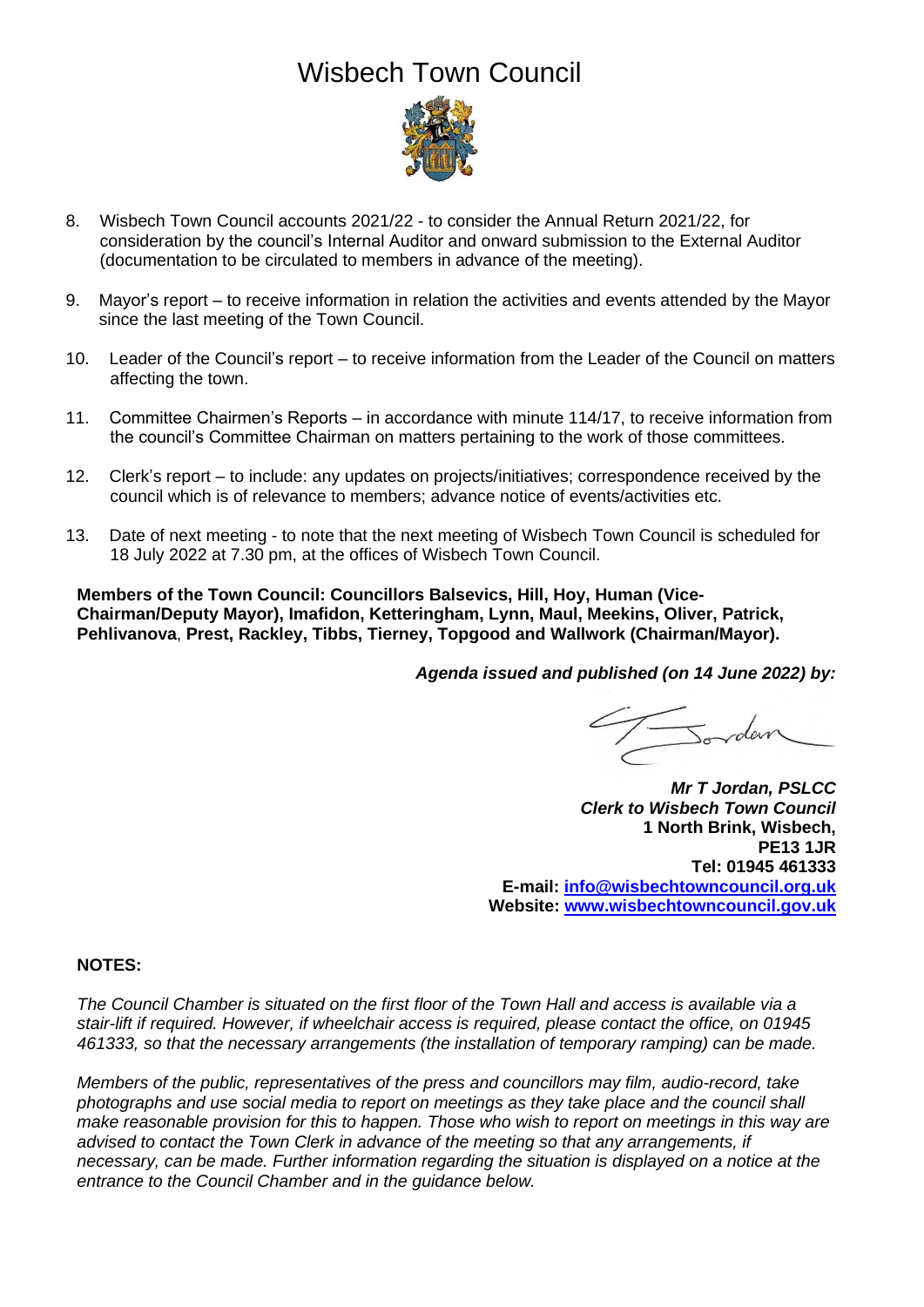# Wisbech Town Council

8. Wisbech Town Council accounts 2021/22 - to consider the Annual Return 2021/22, for consideration by the council's Internal Auditor and onward submission to the External Auditor (documentation to be circulated to members in advance of the meeting).

9. Mayor's report – to receive information in relation the activities and events attended by the Mayor since the last meeting of the Town Council.

10. Leader of the Council's report – to receive information from the Leader of the Council on matters affecting the town.

11. Committee Chairmen's Reports – in accordance with minute 114/17, to receive information from the council's Committee Chairman on matters pertaining to the work of those committees.

12. Clerk's report – to include: any updates on projects/initiatives; correspondence received by the council which is of relevance to members; advance notice of events/activities etc.

13. Date of next meeting - to note that the next meeting of Wisbech Town Council is scheduled for 18 July 2022 at 7.30 pm, at the offices of Wisbech Town Council.

**Members of the Town Council: Councillors Balsevics, Hill, Hoy, Human (Vice-Chairman/Deputy Mayor), Imafidon, Ketteringham, Lynn, Maul, Meekins, Oliver, Patrick, Pehlivanova, Prest, Rackley, Tibbs, Tierney, Topgood and Wallwork (Chairman/Mayor).**

***Agenda issued and published (on 14 June 2022) by:***

***Mr T Jordan, PSLCC***
***Clerk to Wisbech Town Council***
**1 North Brink, Wisbech,**
**PE13 1JR**
**Tel: 01945 461333**
**E-mail: info@wisbechtowncouncil.org.uk**
**Website: www.wisbechtowncouncil.gov.uk**

**NOTES:**

*The Council Chamber is situated on the first floor of the Town Hall and access is available via a stair-lift if required. However, if wheelchair access is required, please contact the office, on 01945 461333, so that the necessary arrangements (the installation of temporary ramping) can be made.*

*Members of the public, representatives of the press and councillors may film, audio-record, take photographs and use social media to report on meetings as they take place and the council shall make reasonable provision for this to happen. Those who wish to report on meetings in this way are advised to contact the Town Clerk in advance of the meeting so that any arrangements, if necessary, can be made. Further information regarding the situation is displayed on a notice at the entrance to the Council Chamber and in the guidance below.*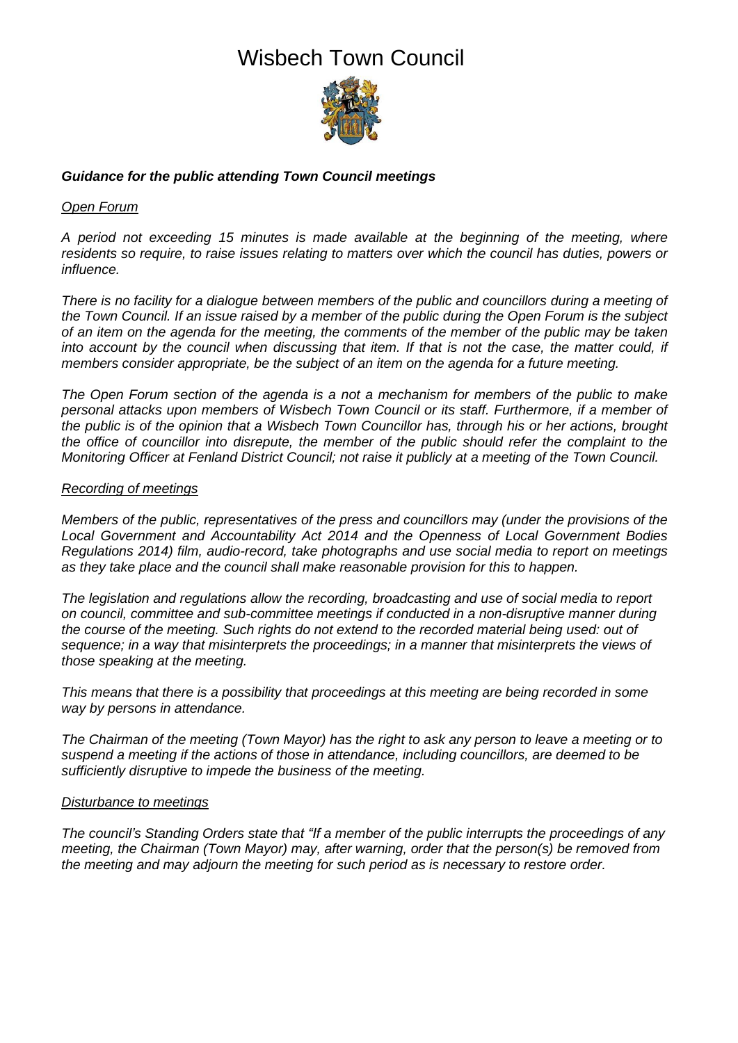# Wisbech Town Council

***Guidance for the public attending Town Council meetings***

*Open Forum*

*A period not exceeding 15 minutes is made available at the beginning of the meeting, where residents so require, to raise issues relating to matters over which the council has duties, powers or influence.*

*There is no facility for a dialogue between members of the public and councillors during a meeting of the Town Council. If an issue raised by a member of the public during the Open Forum is the subject of an item on the agenda for the meeting, the comments of the member of the public may be taken into account by the council when discussing that item. If that is not the case, the matter could, if members consider appropriate, be the subject of an item on the agenda for a future meeting.*

*The Open Forum section of the agenda is a not a mechanism for members of the public to make personal attacks upon members of Wisbech Town Council or its staff. Furthermore, if a member of the public is of the opinion that a Wisbech Town Councillor has, through his or her actions, brought the office of councillor into disrepute, the member of the public should refer the complaint to the Monitoring Officer at Fenland District Council; not raise it publicly at a meeting of the Town Council.*

*Recording of meetings*

*Members of the public, representatives of the press and councillors may (under the provisions of the Local Government and Accountability Act 2014 and the Openness of Local Government Bodies Regulations 2014) film, audio-record, take photographs and use social media to report on meetings as they take place and the council shall make reasonable provision for this to happen.*

*The legislation and regulations allow the recording, broadcasting and use of social media to report on council, committee and sub-committee meetings if conducted in a non-disruptive manner during the course of the meeting. Such rights do not extend to the recorded material being used: out of sequence; in a way that misinterprets the proceedings; in a manner that misinterprets the views of those speaking at the meeting.*

*This means that there is a possibility that proceedings at this meeting are being recorded in some way by persons in attendance.*

*The Chairman of the meeting (Town Mayor) has the right to ask any person to leave a meeting or to suspend a meeting if the actions of those in attendance, including councillors, are deemed to be sufficiently disruptive to impede the business of the meeting.*

*Disturbance to meetings*

*The council's Standing Orders state that "If a member of the public interrupts the proceedings of any meeting, the Chairman (Town Mayor) may, after warning, order that the person(s) be removed from the meeting and may adjourn the meeting for such period as is necessary to restore order.*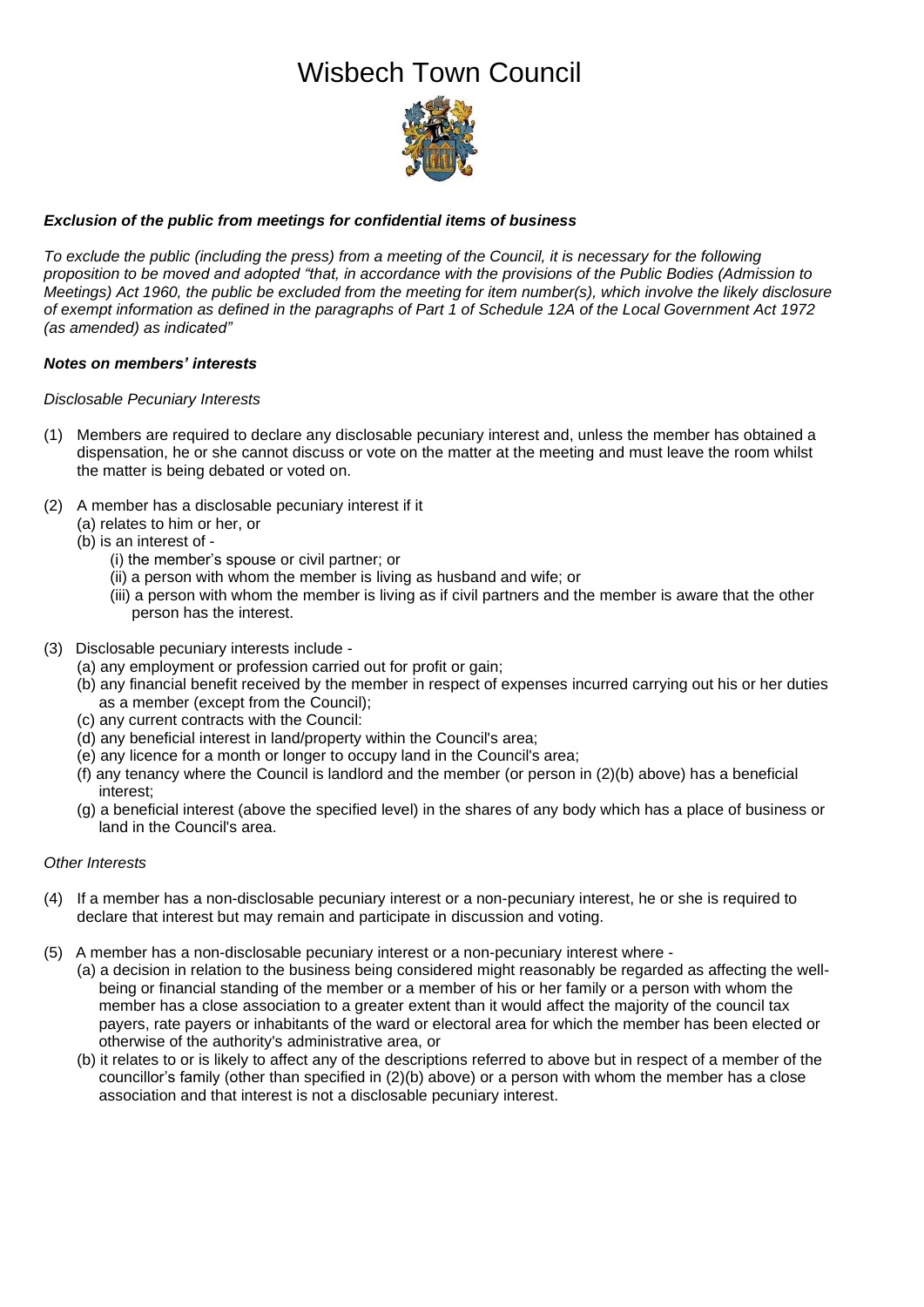# Wisbech Town Council

***Exclusion of the public from meetings for confidential items of business***

*To exclude the public (including the press) from a meeting of the Council, it is necessary for the following proposition to be moved and adopted "that, in accordance with the provisions of the Public Bodies (Admission to Meetings) Act 1960, the public be excluded from the meeting for item number(s), which involve the likely disclosure of exempt information as defined in the paragraphs of Part 1 of Schedule 12A of the Local Government Act 1972 (as amended) as indicated"*

***Notes on members' interests***

*Disclosable Pecuniary Interests*

(1) Members are required to declare any disclosable pecuniary interest and, unless the member has obtained a dispensation, he or she cannot discuss or vote on the matter at the meeting and must leave the room whilst the matter is being debated or voted on.

(2) A member has a disclosable pecuniary interest if it
  (a) relates to him or her, or
  (b) is an interest of -
    (i) the member's spouse or civil partner; or
    (ii) a person with whom the member is living as husband and wife; or
    (iii) a person with whom the member is living as if civil partners and the member is aware that the other person has the interest.

(3) Disclosable pecuniary interests include -
  (a) any employment or profession carried out for profit or gain;
  (b) any financial benefit received by the member in respect of expenses incurred carrying out his or her duties as a member (except from the Council);
  (c) any current contracts with the Council:
  (d) any beneficial interest in land/property within the Council's area;
  (e) any licence for a month or longer to occupy land in the Council's area;
  (f) any tenancy where the Council is landlord and the member (or person in (2)(b) above) has a beneficial interest;
  (g) a beneficial interest (above the specified level) in the shares of any body which has a place of business or land in the Council's area.

*Other Interests*

(4) If a member has a non-disclosable pecuniary interest or a non-pecuniary interest, he or she is required to declare that interest but may remain and participate in discussion and voting.

(5) A member has a non-disclosable pecuniary interest or a non-pecuniary interest where -
  (a) a decision in relation to the business being considered might reasonably be regarded as affecting the well-being or financial standing of the member or a member of his or her family or a person with whom the member has a close association to a greater extent than it would affect the majority of the council tax payers, rate payers or inhabitants of the ward or electoral area for which the member has been elected or otherwise of the authority's administrative area, or
  (b) it relates to or is likely to affect any of the descriptions referred to above but in respect of a member of the councillor's family (other than specified in (2)(b) above) or a person with whom the member has a close association and that interest is not a disclosable pecuniary interest.